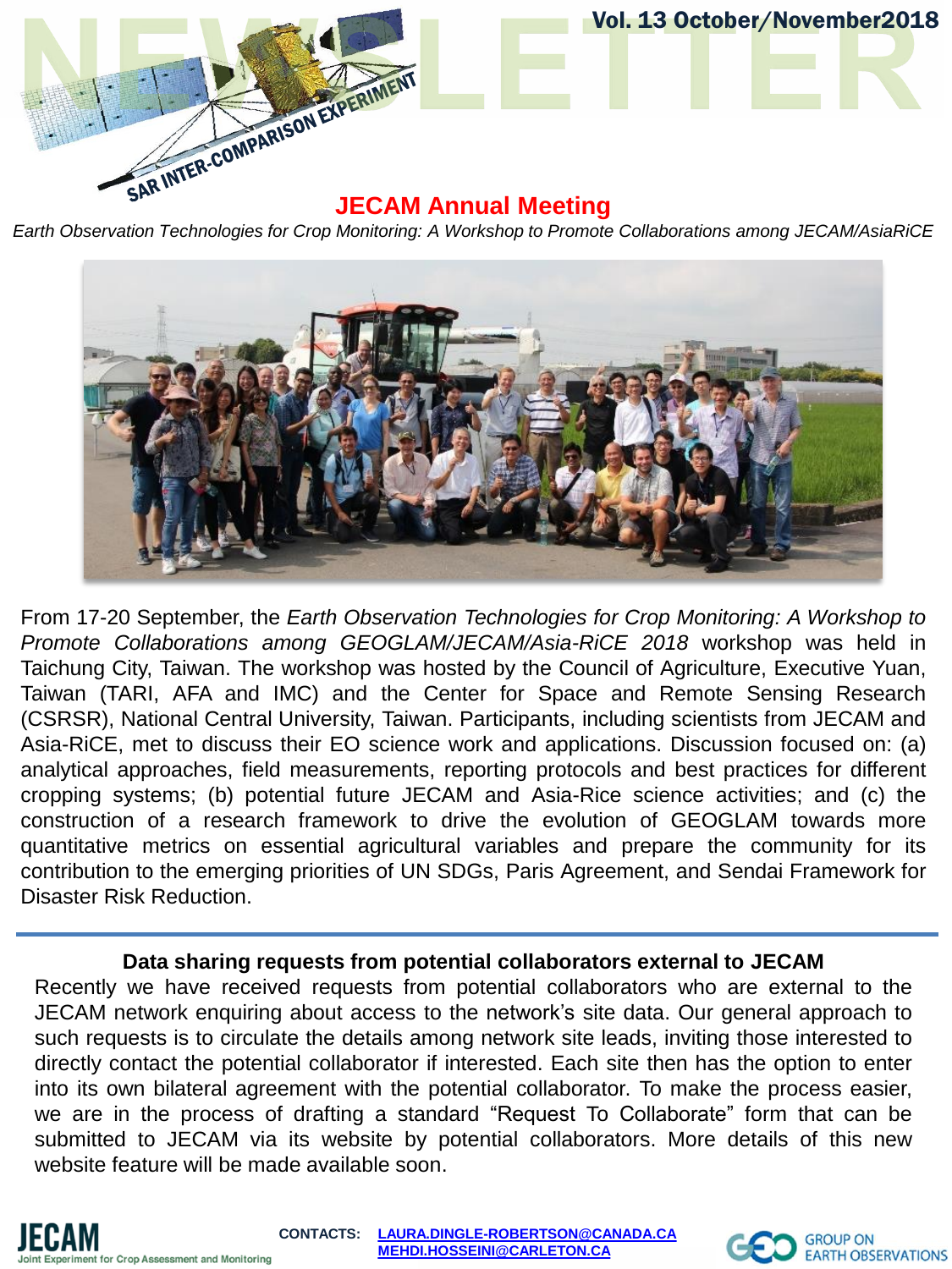# NEWSLETTER

SAR INTER-COMPARISON EXPERIMENT

Vol. 13 October/November2018

## JECAM Annual Meeting

*Earth Observation Technologies for Crop Monitoring: A Workshop to Promote Collaborations among JECAM/AsiaRiCE*

From 17-20 September, the *Earth Observation Technologies for Crop Monitoring: A Workshop to Promote Collaborations among GEOGLAM/JECAM/Asia-RiCE 2018* workshop was held in Taichung City, Taiwan. The workshop was hosted by the Council of Agriculture, Executive Yuan, Taiwan (TARI, AFA and IMC) and the Center for Space and Remote Sensing Research (CSRSR), National Central University, Taiwan. Participants, including scientists from JECAM and Asia-RiCE, met to discuss their EO science work and applications. Discussion focused on: (a) analytical approaches, field measurements, reporting protocols and best practices for different cropping systems; (b) potential future JECAM and Asia-Rice science activities; and (c) the construction of a research framework to drive the evolution of GEOGLAM towards more quantitative metrics on essential agricultural variables and prepare the community for its contribution to the emerging priorities of UN SDGs, Paris Agreement, and Sendai Framework for Disaster Risk Reduction.

---

### Data sharing requests from potential collaborators external to JECAM

Recently we have received requests from potential collaborators who are external to the JECAM network enquiring about access to the network's site data. Our general approach to such requests is to circulate the details among network site leads, inviting those interested to directly contact the potential collaborator if interested. Each site then has the option to enter into its own bilateral agreement with the potential collaborator. To make the process easier, we are in the process of drafting a standard "Request To Collaborate" form that can be submitted to JECAM via its website by potential collaborators. More details of this new website feature will be made available soon.

JECAM Joint Experiment for Crop Assessment and Monitoring

**CONTACTS:** LAURA.DINGLE-ROBERTSON@CANADA.CA MEHDI.HOSSEINI@CARLETON.CA

GEO GROUP ON EARTH OBSERVATIONS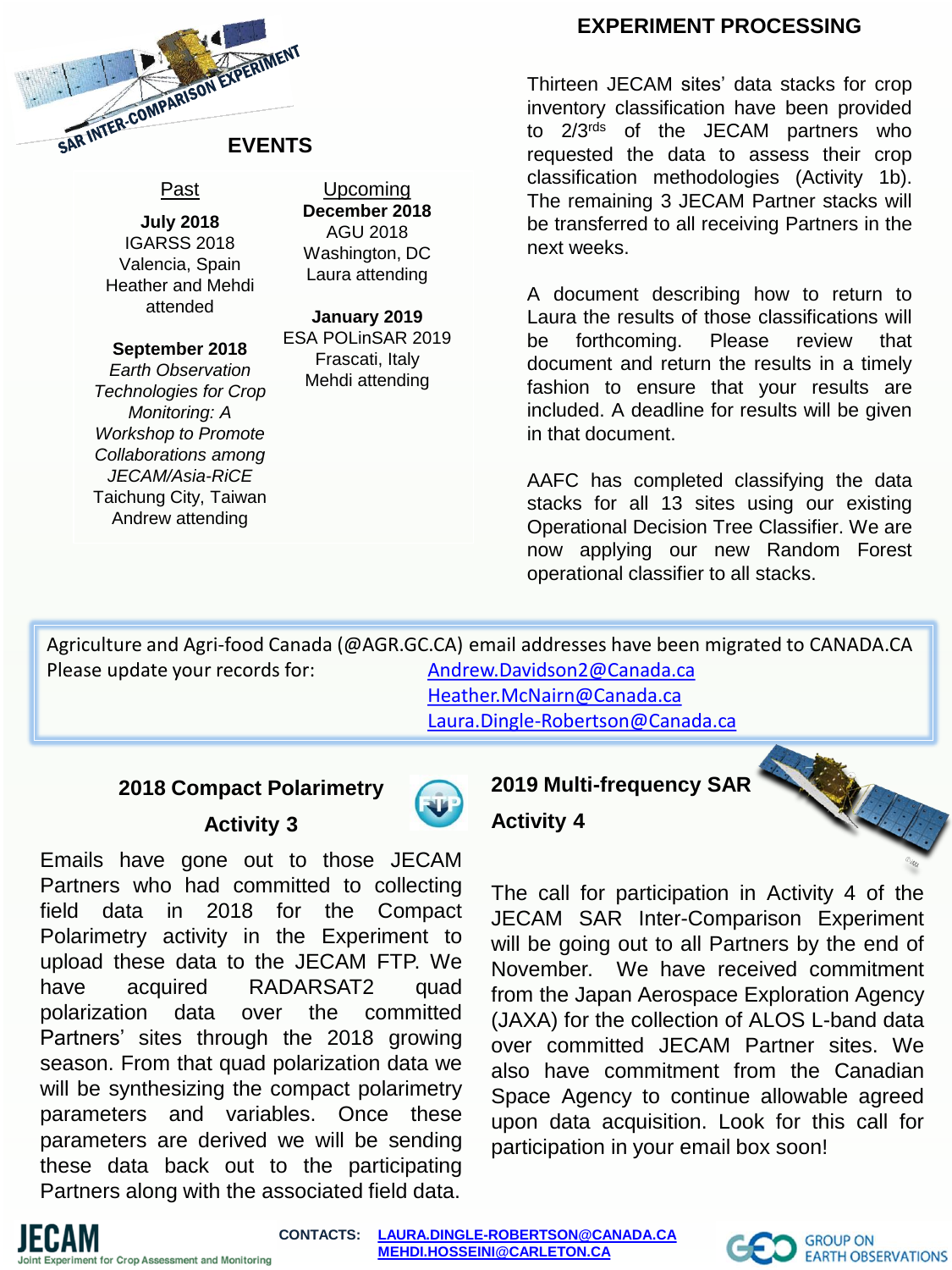SAR INTER-COMPARISON EXPERIMENT

## EVENTS

**Past**

**July 2018**
IGARSS 2018
Valencia, Spain
Heather and Mehdi attended

**September 2018**
*Earth Observation Technologies for Crop Monitoring: A Workshop to Promote Collaborations among JECAM/Asia-RiCE*
Taichung City, Taiwan
Andrew attending

**Upcoming**

**December 2018**
AGU 2018
Washington, DC
Laura attending

**January 2019**
ESA POLinSAR 2019
Frascati, Italy
Mehdi attending

## EXPERIMENT PROCESSING

Thirteen JECAM sites' data stacks for crop inventory classification have been provided to 2/3rds of the JECAM partners who requested the data to assess their crop classification methodologies (Activity 1b). The remaining 3 JECAM Partner stacks will be transferred to all receiving Partners in the next weeks.

A document describing how to return to Laura the results of those classifications will be forthcoming. Please review that document and return the results in a timely fashion to ensure that your results are included. A deadline for results will be given in that document.

AAFC has completed classifying the data stacks for all 13 sites using our existing Operational Decision Tree Classifier. We are now applying our new Random Forest operational classifier to all stacks.

Agriculture and Agri-food Canada (@AGR.GC.CA) email addresses have been migrated to CANADA.CA
Please update your records for:
Andrew.Davidson2@Canada.ca
Heather.McNairn@Canada.ca
Laura.Dingle-Robertson@Canada.ca

## 2018 Compact Polarimetry Activity 3

Emails have gone out to those JECAM Partners who had committed to collecting field data in 2018 for the Compact Polarimetry activity in the Experiment to upload these data to the JECAM FTP. We have acquired RADARSAT2 quad polarization data over the committed Partners' sites through the 2018 growing season. From that quad polarization data we will be synthesizing the compact polarimetry parameters and variables. Once these parameters are derived we will be sending these data back out to the participating Partners along with the associated field data.

## 2019 Multi-frequency SAR Activity 4

The call for participation in Activity 4 of the JECAM SAR Inter-Comparison Experiment will be going out to all Partners by the end of November. We have received commitment from the Japan Aerospace Exploration Agency (JAXA) for the collection of ALOS L-band data over committed JECAM Partner sites. We also have commitment from the Canadian Space Agency to continue allowable agreed upon data acquisition. Look for this call for participation in your email box soon!

JECAM Joint Experiment for Crop Assessment and Monitoring

CONTACTS: LAURA.DINGLE-ROBERTSON@CANADA.CA
MEHDI.HOSSEINI@CARLETON.CA

GROUP ON EARTH OBSERVATIONS